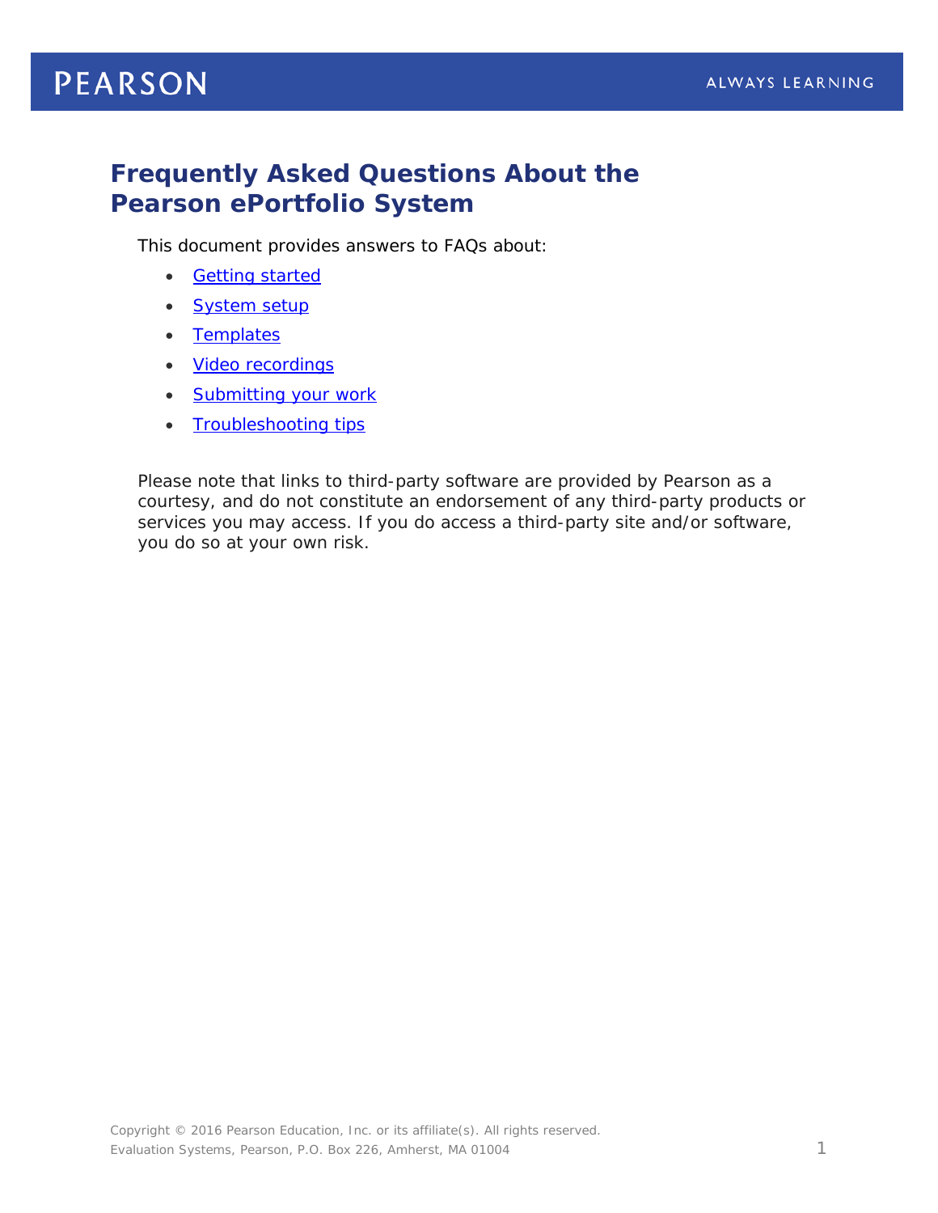# Frequently Asked Questions About the Pearson ePortfolio System

This document provides answers to FAQs about:

- Getting started
- System setup
- Templates
- Video recordings
- Submitting your work
- Troubleshooting tips

Please note that links to third-party software are provided by Pearson as a courtesy, and do not constitute an endorsement of any third-party products or services you may access. If you do access a third-party site and/or software, you do so at your own risk.

Copyright © 2016 Pearson Education, Inc. or its affiliate(s). All rights reserved.
Evaluation Systems, Pearson, P.O. Box 226, Amherst, MA 01004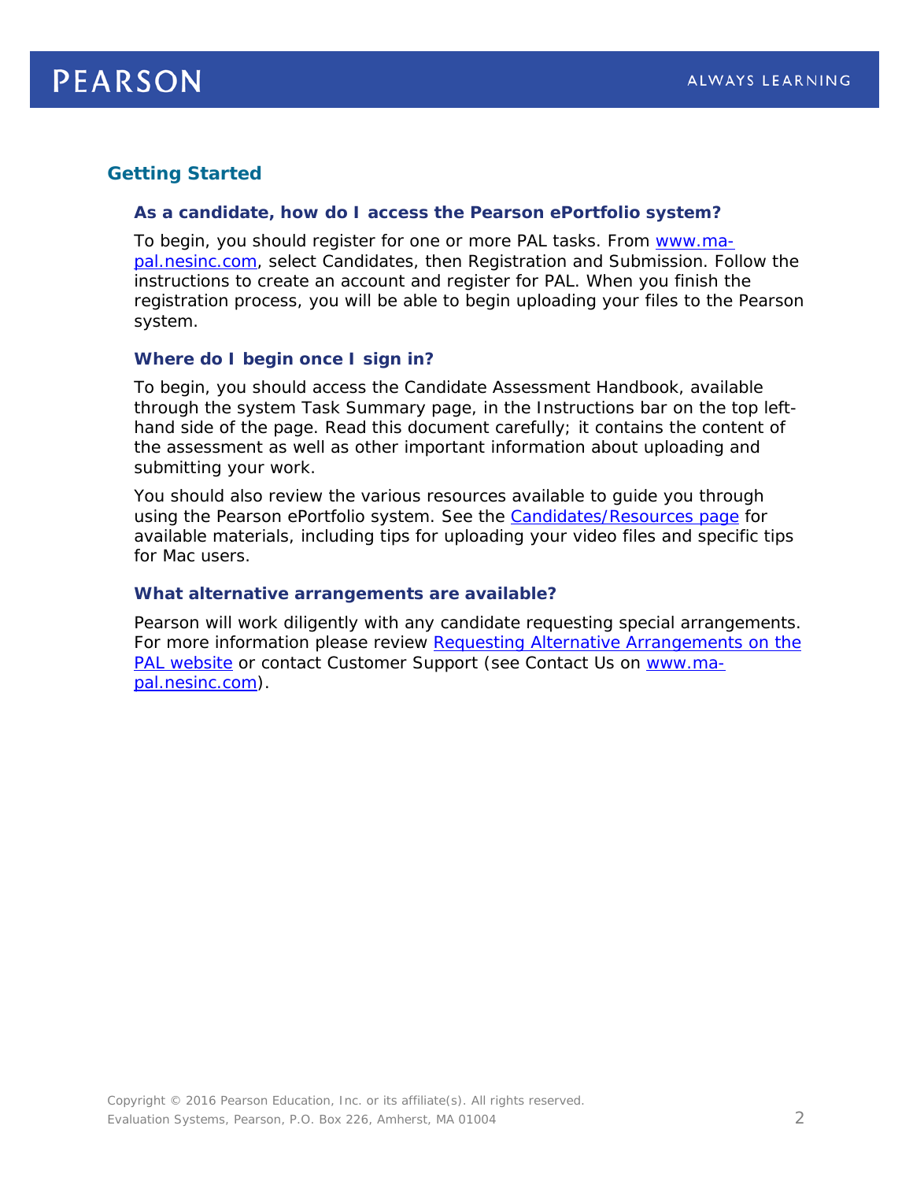## Getting Started

### As a candidate, how do I access the Pearson ePortfolio system?

To begin, you should register for one or more PAL tasks. From www.ma-pal.nesinc.com, select Candidates, then Registration and Submission. Follow the instructions to create an account and register for PAL. When you finish the registration process, you will be able to begin uploading your files to the Pearson system.

### Where do I begin once I sign in?

To begin, you should access the Candidate Assessment Handbook, available through the system Task Summary page, in the Instructions bar on the top left-hand side of the page. Read this document carefully; it contains the content of the assessment as well as other important information about uploading and submitting your work.

You should also review the various resources available to guide you through using the Pearson ePortfolio system. See the Candidates/Resources page for available materials, including tips for uploading your video files and specific tips for Mac users.

### What alternative arrangements are available?

Pearson will work diligently with any candidate requesting special arrangements. For more information please review Requesting Alternative Arrangements on the PAL website or contact Customer Support (see Contact Us on www.ma-pal.nesinc.com).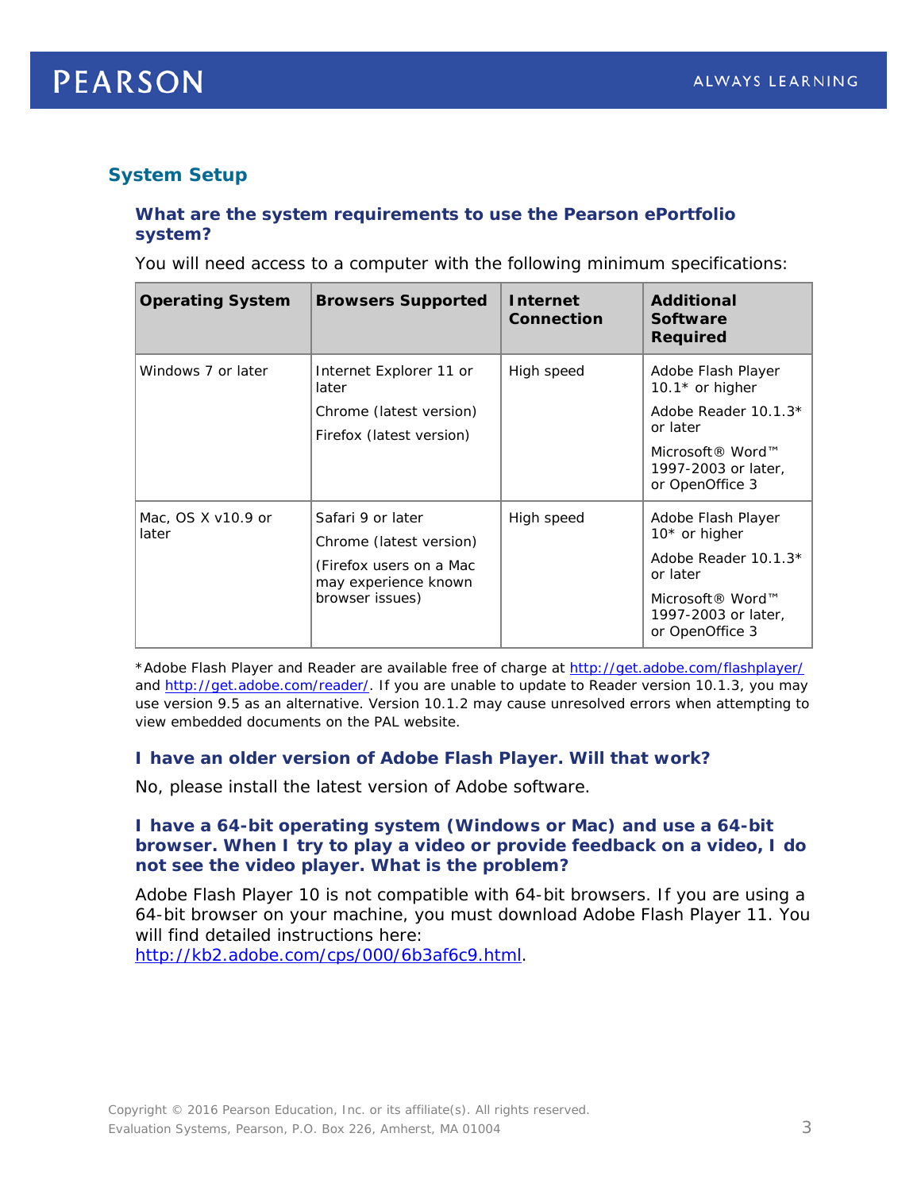## System Setup

### What are the system requirements to use the Pearson ePortfolio system?

You will need access to a computer with the following minimum specifications:

| Operating System | Browsers Supported | Internet Connection | Additional Software Required |
|---|---|---|---|
| Windows 7 or later | Internet Explorer 11 or later<br>Chrome (latest version)<br>Firefox (latest version) | High speed | Adobe Flash Player 10.1* or higher<br>Adobe Reader 10.1.3* or later<br>Microsoft® Word™ 1997-2003 or later, or OpenOffice 3 |
| Mac, OS X v10.9 or later | Safari 9 or later<br>Chrome (latest version)<br>(Firefox users on a Mac may experience known browser issues) | High speed | Adobe Flash Player 10* or higher<br>Adobe Reader 10.1.3* or later<br>Microsoft® Word™ 1997-2003 or later, or OpenOffice 3 |

*Adobe Flash Player and Reader are available free of charge at http://get.adobe.com/flashplayer/ and http://get.adobe.com/reader/. If you are unable to update to Reader version 10.1.3, you may use version 9.5 as an alternative. Version 10.1.2 may cause unresolved errors when attempting to view embedded documents on the PAL website.

### I have an older version of Adobe Flash Player. Will that work?

No, please install the latest version of Adobe software.

### I have a 64-bit operating system (Windows or Mac) and use a 64-bit browser. When I try to play a video or provide feedback on a video, I do not see the video player. What is the problem?

Adobe Flash Player 10 is not compatible with 64-bit browsers. If you are using a 64-bit browser on your machine, you must download Adobe Flash Player 11. You will find detailed instructions here: http://kb2.adobe.com/cps/000/6b3af6c9.html.

Copyright © 2016 Pearson Education, Inc. or its affiliate(s). All rights reserved.
Evaluation Systems, Pearson, P.O. Box 226, Amherst, MA 01004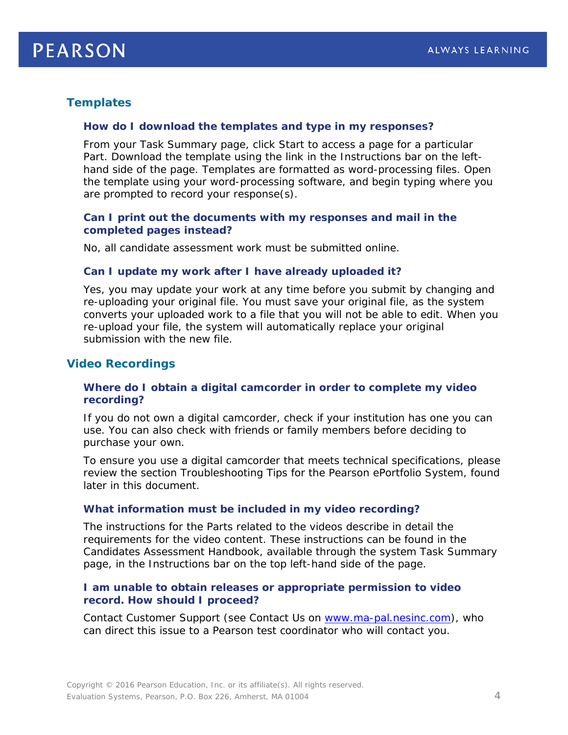## Templates

### How do I download the templates and type in my responses?

From your Task Summary page, click Start to access a page for a particular Part. Download the template using the link in the Instructions bar on the left-hand side of the page. Templates are formatted as word-processing files. Open the template using your word-processing software, and begin typing where you are prompted to record your response(s).

### Can I print out the documents with my responses and mail in the completed pages instead?

No, all candidate assessment work must be submitted online.

### Can I update my work after I have already uploaded it?

Yes, you may update your work at any time before you submit by changing and re-uploading your original file. You must save your original file, as the system converts your uploaded work to a file that you will not be able to edit. When you re-upload your file, the system will automatically replace your original submission with the new file.

## Video Recordings

### Where do I obtain a digital camcorder in order to complete my video recording?

If you do not own a digital camcorder, check if your institution has one you can use. You can also check with friends or family members before deciding to purchase your own.

To ensure you use a digital camcorder that meets technical specifications, please review the section Troubleshooting Tips for the Pearson ePortfolio System, found later in this document.

### What information must be included in my video recording?

The instructions for the Parts related to the videos describe in detail the requirements for the video content. These instructions can be found in the Candidates Assessment Handbook, available through the system Task Summary page, in the Instructions bar on the top left-hand side of the page.

### I am unable to obtain releases or appropriate permission to video record. How should I proceed?

Contact Customer Support (see Contact Us on [www.ma-pal.nesinc.com](http://www.ma-pal.nesinc.com)), who can direct this issue to a Pearson test coordinator who will contact you.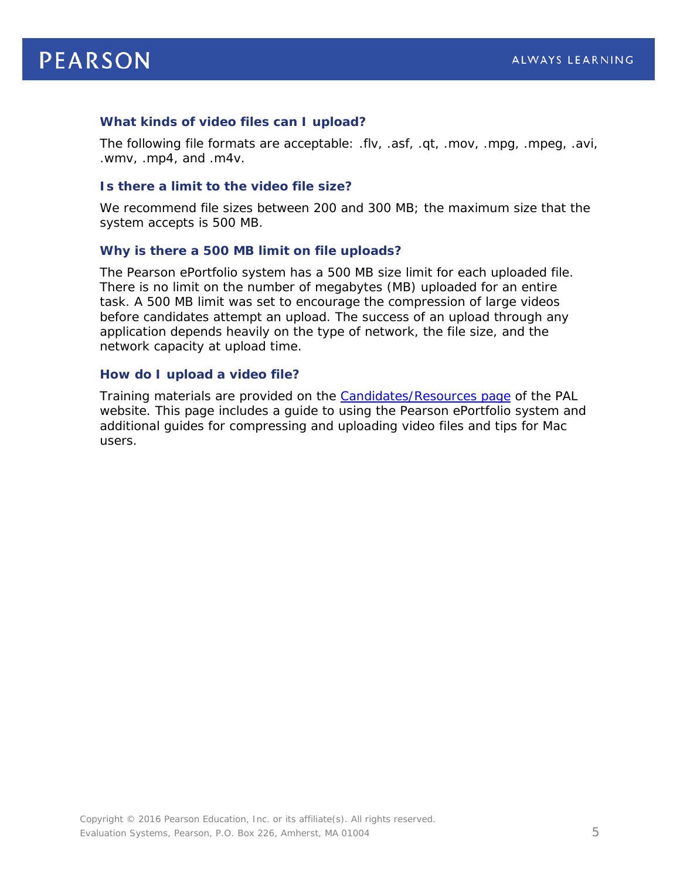### What kinds of video files can I upload?

The following file formats are acceptable: .flv, .asf, .qt, .mov, .mpg, .mpeg, .avi, .wmv, .mp4, and .m4v.

### Is there a limit to the video file size?

We recommend file sizes between 200 and 300 MB; the maximum size that the system accepts is 500 MB.

### Why is there a 500 MB limit on file uploads?

The Pearson ePortfolio system has a 500 MB size limit for each uploaded file. There is no limit on the number of megabytes (MB) uploaded for an entire task. A 500 MB limit was set to encourage the compression of large videos before candidates attempt an upload. The success of an upload through any application depends heavily on the type of network, the file size, and the network capacity at upload time.

### How do I upload a video file?

Training materials are provided on the Candidates/Resources page of the PAL website. This page includes a guide to using the Pearson ePortfolio system and additional guides for compressing and uploading video files and tips for Mac users.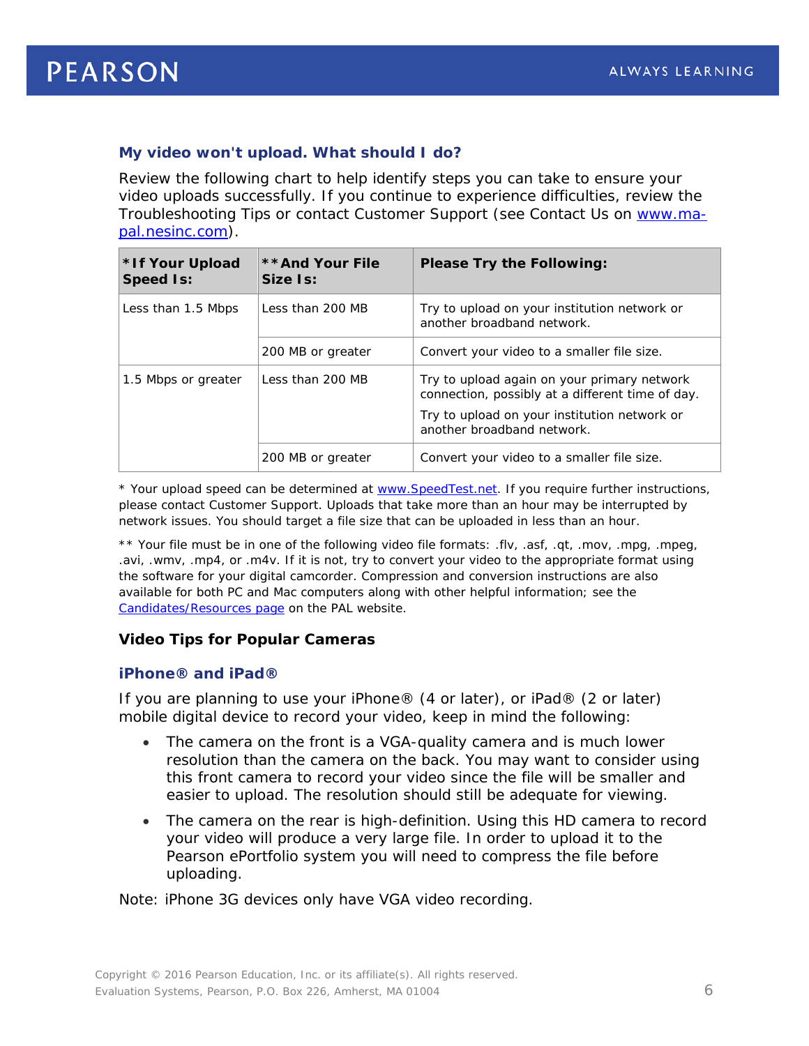### My video won't upload. What should I do?

Review the following chart to help identify steps you can take to ensure your video uploads successfully. If you continue to experience difficulties, review the Troubleshooting Tips or contact Customer Support (see Contact Us on [www.ma-pal.nesinc.com](www.ma-pal.nesinc.com)).

| *If Your Upload Speed Is: | **And Your File Size Is: | Please Try the Following: |
|---|---|---|
| Less than 1.5 Mbps | Less than 200 MB | Try to upload on your institution network or another broadband network. |
| | 200 MB or greater | Convert your video to a smaller file size. |
| 1.5 Mbps or greater | Less than 200 MB | Try to upload again on your primary network connection, possibly at a different time of day.<br><br>Try to upload on your institution network or another broadband network. |
| | 200 MB or greater | Convert your video to a smaller file size. |

* Your upload speed can be determined at [www.SpeedTest.net](www.SpeedTest.net). If you require further instructions, please contact Customer Support. Uploads that take more than an hour may be interrupted by network issues. You should target a file size that can be uploaded in less than an hour.

** Your file must be in one of the following video file formats: .flv, .asf, .qt, .mov, .mpg, .mpeg, .avi, .wmv, .mp4, or .m4v. If it is not, try to convert your video to the appropriate format using the software for your digital camcorder. Compression and conversion instructions are also available for both PC and Mac computers along with other helpful information; see the [Candidates/Resources page]() on the PAL website.

## Video Tips for Popular Cameras

### iPhone® and iPad®

If you are planning to use your iPhone® (4 or later), or iPad® (2 or later) mobile digital device to record your video, keep in mind the following:

- The camera on the front is a VGA-quality camera and is much lower resolution than the camera on the back. You may want to consider using this front camera to record your video since the file will be smaller and easier to upload. The resolution should still be adequate for viewing.
- The camera on the rear is high-definition. Using this HD camera to record your video will produce a very large file. In order to upload it to the Pearson ePortfolio system you will need to compress the file before uploading.

Note: iPhone 3G devices only have VGA video recording.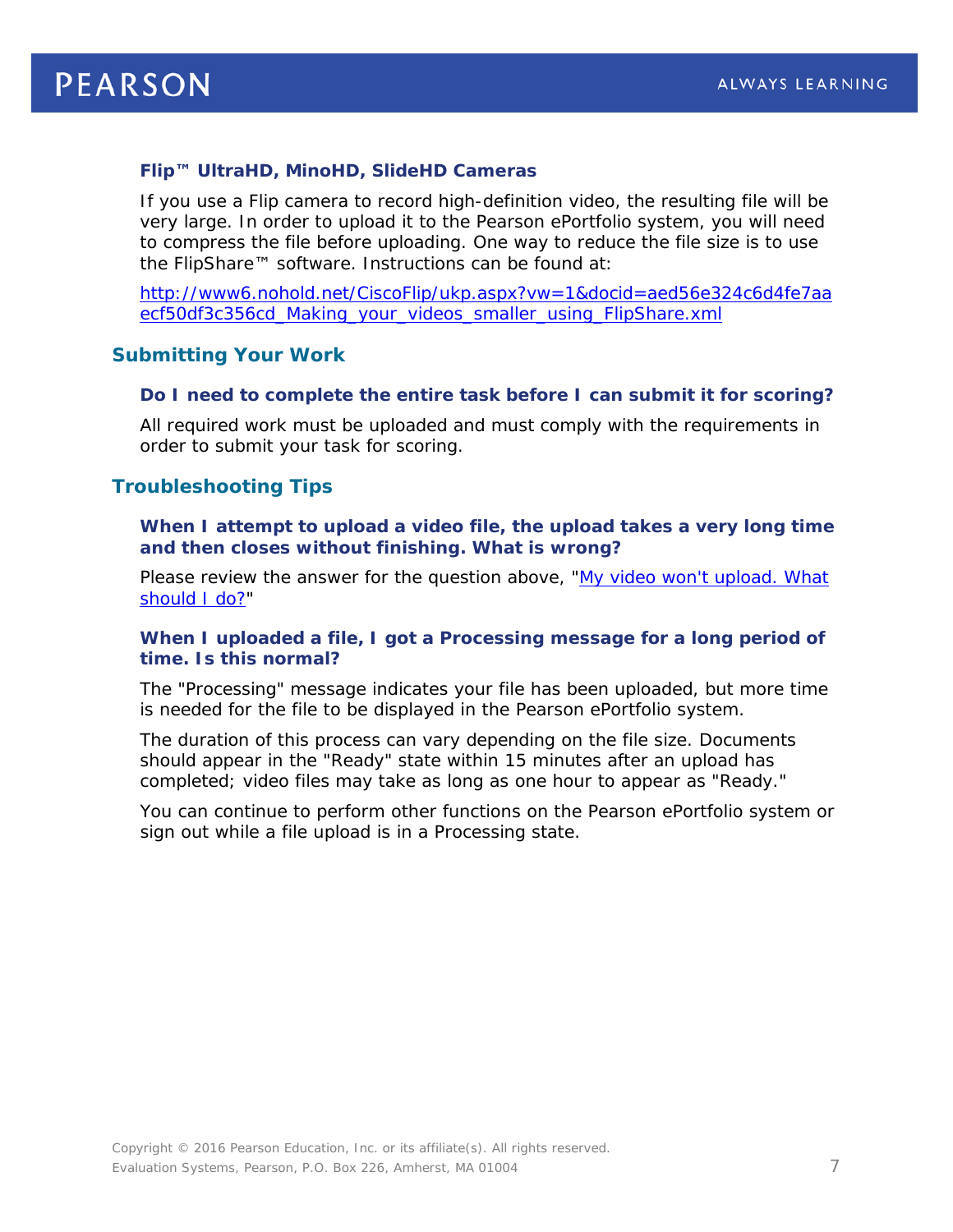### Flip™ UltraHD, MinoHD, SlideHD Cameras

If you use a Flip camera to record high-definition video, the resulting file will be very large. In order to upload it to the Pearson ePortfolio system, you will need to compress the file before uploading. One way to reduce the file size is to use the FlipShare™ software. Instructions can be found at:

[http://www6.nohold.net/CiscoFlip/ukp.aspx?vw=1&docid=aed56e324c6d4fe7aaecf50df3c356cd_Making_your_videos_smaller_using_FlipShare.xml](http://www6.nohold.net/CiscoFlip/ukp.aspx?vw=1&docid=aed56e324c6d4fe7aaecf50df3c356cd_Making_your_videos_smaller_using_FlipShare.xml)

## Submitting Your Work

### Do I need to complete the entire task before I can submit it for scoring?

All required work must be uploaded and must comply with the requirements in order to submit your task for scoring.

## Troubleshooting Tips

### When I attempt to upload a video file, the upload takes a very long time and then closes without finishing. What is wrong?

Please review the answer for the question above, "My video won't upload. What should I do?"

### When I uploaded a file, I got a Processing message for a long period of time. Is this normal?

The "Processing" message indicates your file has been uploaded, but more time is needed for the file to be displayed in the Pearson ePortfolio system.

The duration of this process can vary depending on the file size. Documents should appear in the "Ready" state within 15 minutes after an upload has completed; video files may take as long as one hour to appear as "Ready."

You can continue to perform other functions on the Pearson ePortfolio system or sign out while a file upload is in a Processing state.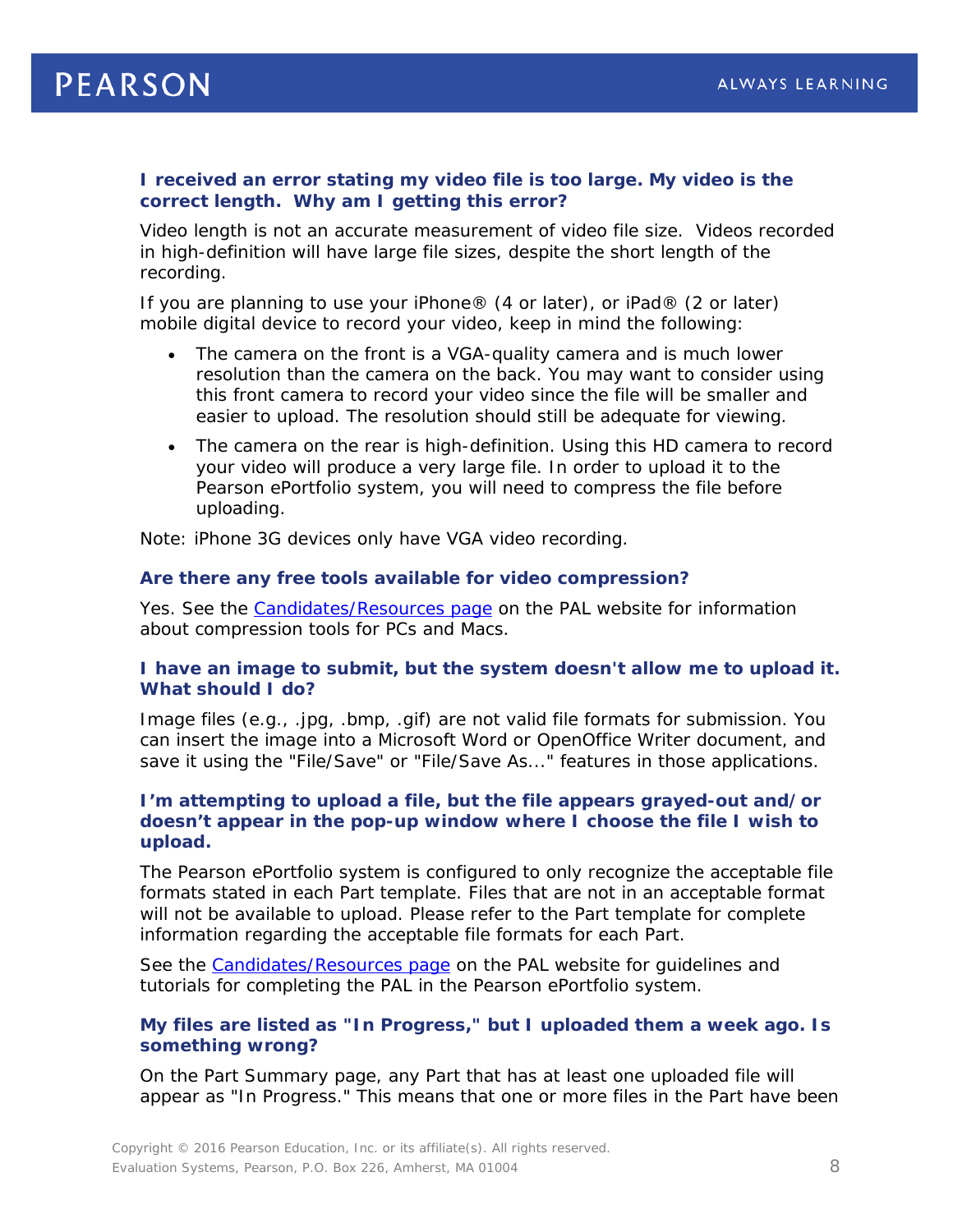### I received an error stating my video file is too large. My video is the correct length. Why am I getting this error?

Video length is not an accurate measurement of video file size. Videos recorded in high-definition will have large file sizes, despite the short length of the recording.

If you are planning to use your iPhone® (4 or later), or iPad® (2 or later) mobile digital device to record your video, keep in mind the following:

- The camera on the front is a VGA-quality camera and is much lower resolution than the camera on the back. You may want to consider using this front camera to record your video since the file will be smaller and easier to upload. The resolution should still be adequate for viewing.
- The camera on the rear is high-definition. Using this HD camera to record your video will produce a very large file. In order to upload it to the Pearson ePortfolio system, you will need to compress the file before uploading.

Note: iPhone 3G devices only have VGA video recording.

### Are there any free tools available for video compression?

Yes. See the [Candidates/Resources page] on the PAL website for information about compression tools for PCs and Macs.

### I have an image to submit, but the system doesn't allow me to upload it. What should I do?

Image files (e.g., .jpg, .bmp, .gif) are not valid file formats for submission. You can insert the image into a Microsoft Word or OpenOffice Writer document, and save it using the "File/Save" or "File/Save As..." features in those applications.

### I'm attempting to upload a file, but the file appears grayed-out and/or doesn't appear in the pop-up window where I choose the file I wish to upload.

The Pearson ePortfolio system is configured to only recognize the acceptable file formats stated in each Part template. Files that are not in an acceptable format will not be available to upload. Please refer to the Part template for complete information regarding the acceptable file formats for each Part.

See the [Candidates/Resources page] on the PAL website for guidelines and tutorials for completing the PAL in the Pearson ePortfolio system.

### My files are listed as "In Progress," but I uploaded them a week ago. Is something wrong?

On the Part Summary page, any Part that has at least one uploaded file will appear as "In Progress." This means that one or more files in the Part have been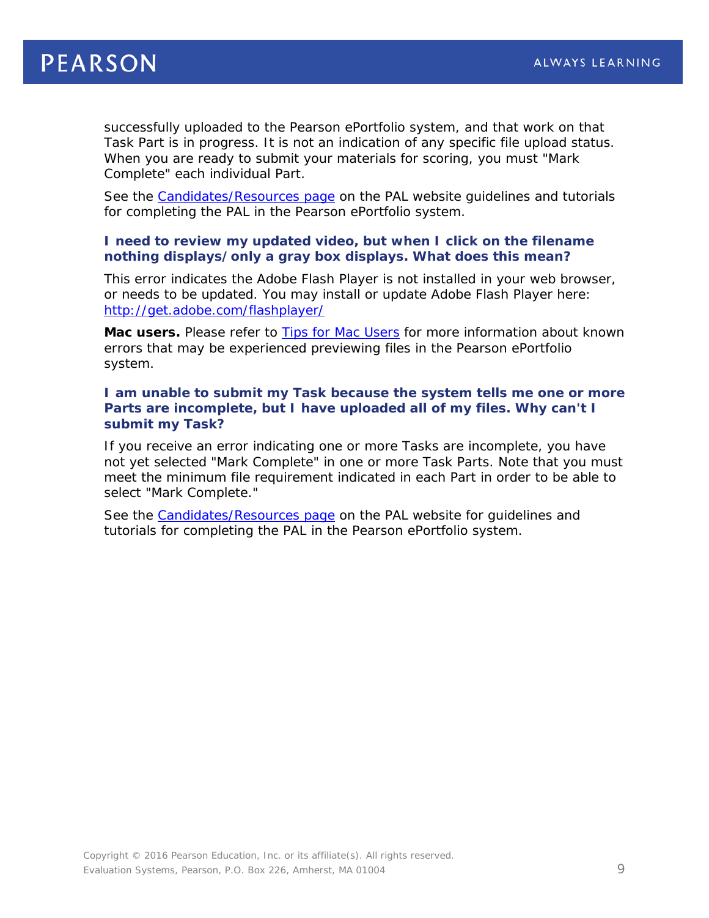successfully uploaded to the Pearson ePortfolio system, and that work on that Task Part is in progress. It is not an indication of any specific file upload status. When you are ready to submit your materials for scoring, you must "Mark Complete" each individual Part.

See the [Candidates/Resources page]() on the PAL website guidelines and tutorials for completing the PAL in the Pearson ePortfolio system.

### I need to review my updated video, but when I click on the filename nothing displays/only a gray box displays. What does this mean?

This error indicates the Adobe Flash Player is not installed in your web browser, or needs to be updated. You may install or update Adobe Flash Player here: [http://get.adobe.com/flashplayer/](http://get.adobe.com/flashplayer/)

**Mac users.** Please refer to [Tips for Mac Users]() for more information about known errors that may be experienced previewing files in the Pearson ePortfolio system.

### I am unable to submit my Task because the system tells me one or more Parts are incomplete, but I have uploaded all of my files. Why can't I submit my Task?

If you receive an error indicating one or more Tasks are incomplete, you have not yet selected "Mark Complete" in one or more Task Parts. Note that you must meet the minimum file requirement indicated in each Part in order to be able to select "Mark Complete."

See the [Candidates/Resources page]() on the PAL website for guidelines and tutorials for completing the PAL in the Pearson ePortfolio system.